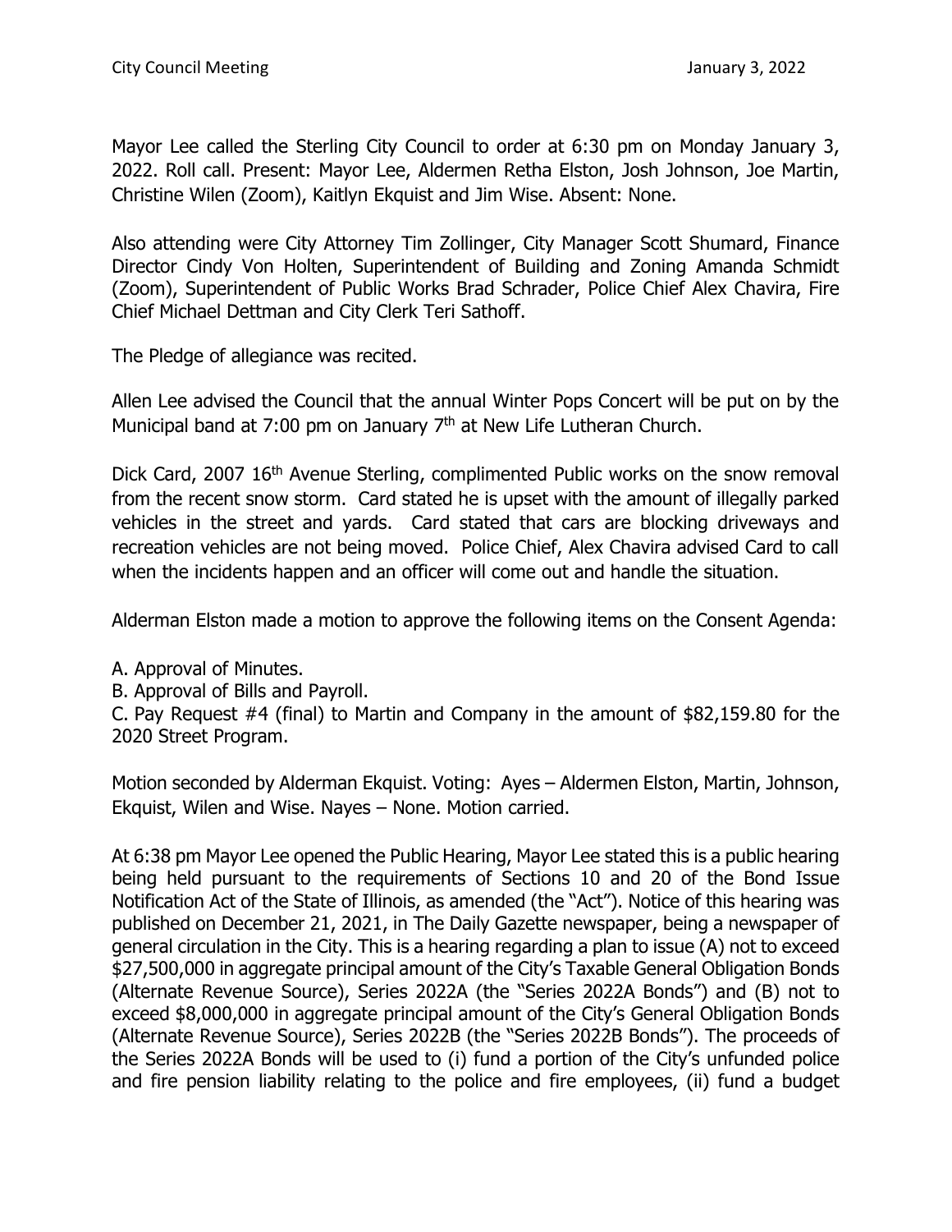Mayor Lee called the Sterling City Council to order at 6:30 pm on Monday January 3, 2022. Roll call. Present: Mayor Lee, Aldermen Retha Elston, Josh Johnson, Joe Martin, Christine Wilen (Zoom), Kaitlyn Ekquist and Jim Wise. Absent: None.

Also attending were City Attorney Tim Zollinger, City Manager Scott Shumard, Finance Director Cindy Von Holten, Superintendent of Building and Zoning Amanda Schmidt (Zoom), Superintendent of Public Works Brad Schrader, Police Chief Alex Chavira, Fire Chief Michael Dettman and City Clerk Teri Sathoff.

The Pledge of allegiance was recited.

Allen Lee advised the Council that the annual Winter Pops Concert will be put on by the Municipal band at 7:00 pm on January 7th at New Life Lutheran Church.

Dick Card, 2007 16th Avenue Sterling, complimented Public works on the snow removal from the recent snow storm. Card stated he is upset with the amount of illegally parked vehicles in the street and yards. Card stated that cars are blocking driveways and recreation vehicles are not being moved. Police Chief, Alex Chavira advised Card to call when the incidents happen and an officer will come out and handle the situation.

Alderman Elston made a motion to approve the following items on the Consent Agenda:

A. Approval of Minutes.
B. Approval of Bills and Payroll.
C. Pay Request #4 (final) to Martin and Company in the amount of $82,159.80 for the 2020 Street Program.

Motion seconded by Alderman Ekquist. Voting: Ayes – Aldermen Elston, Martin, Johnson, Ekquist, Wilen and Wise. Nayes – None. Motion carried.

At 6:38 pm Mayor Lee opened the Public Hearing, Mayor Lee stated this is a public hearing being held pursuant to the requirements of Sections 10 and 20 of the Bond Issue Notification Act of the State of Illinois, as amended (the "Act"). Notice of this hearing was published on December 21, 2021, in The Daily Gazette newspaper, being a newspaper of general circulation in the City. This is a hearing regarding a plan to issue (A) not to exceed $27,500,000 in aggregate principal amount of the City's Taxable General Obligation Bonds (Alternate Revenue Source), Series 2022A (the "Series 2022A Bonds") and (B) not to exceed $8,000,000 in aggregate principal amount of the City's General Obligation Bonds (Alternate Revenue Source), Series 2022B (the "Series 2022B Bonds"). The proceeds of the Series 2022A Bonds will be used to (i) fund a portion of the City's unfunded police and fire pension liability relating to the police and fire employees, (ii) fund a budget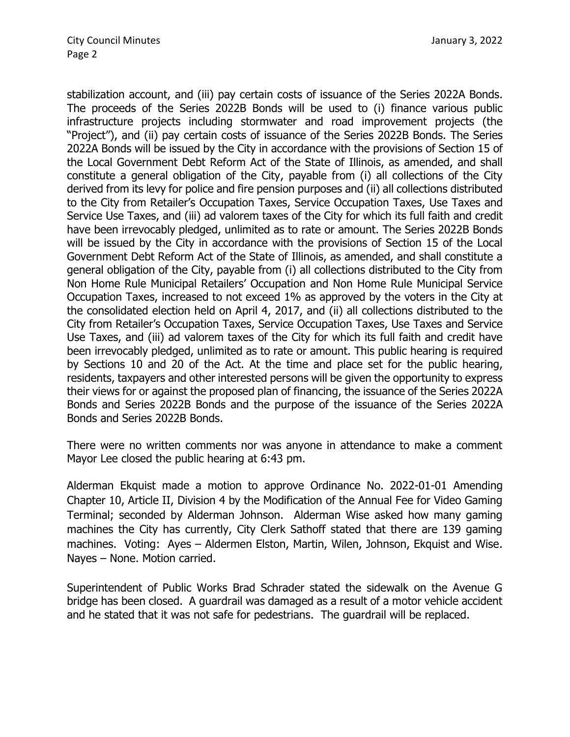stabilization account, and (iii) pay certain costs of issuance of the Series 2022A Bonds. The proceeds of the Series 2022B Bonds will be used to (i) finance various public infrastructure projects including stormwater and road improvement projects (the "Project"), and (ii) pay certain costs of issuance of the Series 2022B Bonds. The Series 2022A Bonds will be issued by the City in accordance with the provisions of Section 15 of the Local Government Debt Reform Act of the State of Illinois, as amended, and shall constitute a general obligation of the City, payable from (i) all collections of the City derived from its levy for police and fire pension purposes and (ii) all collections distributed to the City from Retailer's Occupation Taxes, Service Occupation Taxes, Use Taxes and Service Use Taxes, and (iii) ad valorem taxes of the City for which its full faith and credit have been irrevocably pledged, unlimited as to rate or amount. The Series 2022B Bonds will be issued by the City in accordance with the provisions of Section 15 of the Local Government Debt Reform Act of the State of Illinois, as amended, and shall constitute a general obligation of the City, payable from (i) all collections distributed to the City from Non Home Rule Municipal Retailers' Occupation and Non Home Rule Municipal Service Occupation Taxes, increased to not exceed 1% as approved by the voters in the City at the consolidated election held on April 4, 2017, and (ii) all collections distributed to the City from Retailer's Occupation Taxes, Service Occupation Taxes, Use Taxes and Service Use Taxes, and (iii) ad valorem taxes of the City for which its full faith and credit have been irrevocably pledged, unlimited as to rate or amount. This public hearing is required by Sections 10 and 20 of the Act. At the time and place set for the public hearing, residents, taxpayers and other interested persons will be given the opportunity to express their views for or against the proposed plan of financing, the issuance of the Series 2022A Bonds and Series 2022B Bonds and the purpose of the issuance of the Series 2022A Bonds and Series 2022B Bonds.

There were no written comments nor was anyone in attendance to make a comment Mayor Lee closed the public hearing at 6:43 pm.

Alderman Ekquist made a motion to approve Ordinance No. 2022-01-01 Amending Chapter 10, Article II, Division 4 by the Modification of the Annual Fee for Video Gaming Terminal; seconded by Alderman Johnson. Alderman Wise asked how many gaming machines the City has currently, City Clerk Sathoff stated that there are 139 gaming machines. Voting: Ayes – Aldermen Elston, Martin, Wilen, Johnson, Ekquist and Wise. Nayes – None. Motion carried.

Superintendent of Public Works Brad Schrader stated the sidewalk on the Avenue G bridge has been closed. A guardrail was damaged as a result of a motor vehicle accident and he stated that it was not safe for pedestrians. The guardrail will be replaced.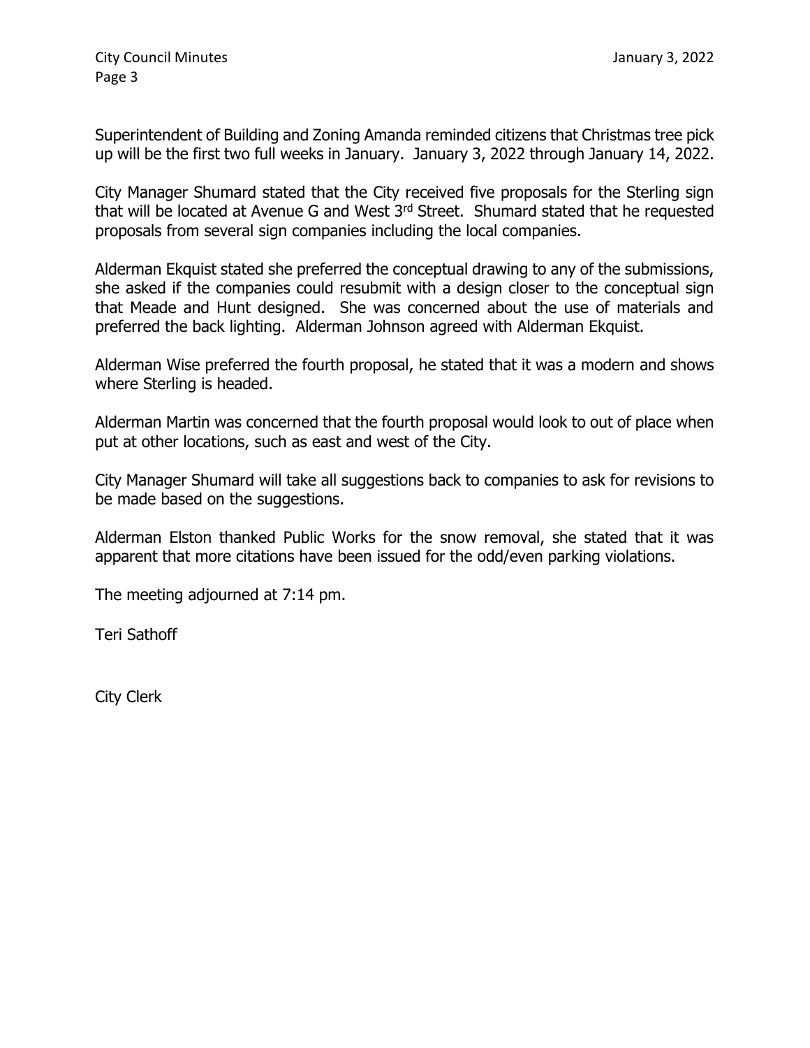Superintendent of Building and Zoning Amanda reminded citizens that Christmas tree pick up will be the first two full weeks in January. January 3, 2022 through January 14, 2022.

City Manager Shumard stated that the City received five proposals for the Sterling sign that will be located at Avenue G and West 3rd Street. Shumard stated that he requested proposals from several sign companies including the local companies.

Alderman Ekquist stated she preferred the conceptual drawing to any of the submissions, she asked if the companies could resubmit with a design closer to the conceptual sign that Meade and Hunt designed. She was concerned about the use of materials and preferred the back lighting. Alderman Johnson agreed with Alderman Ekquist.

Alderman Wise preferred the fourth proposal, he stated that it was a modern and shows where Sterling is headed.

Alderman Martin was concerned that the fourth proposal would look to out of place when put at other locations, such as east and west of the City.

City Manager Shumard will take all suggestions back to companies to ask for revisions to be made based on the suggestions.

Alderman Elston thanked Public Works for the snow removal, she stated that it was apparent that more citations have been issued for the odd/even parking violations.

The meeting adjourned at 7:14 pm.

Teri Sathoff

City Clerk